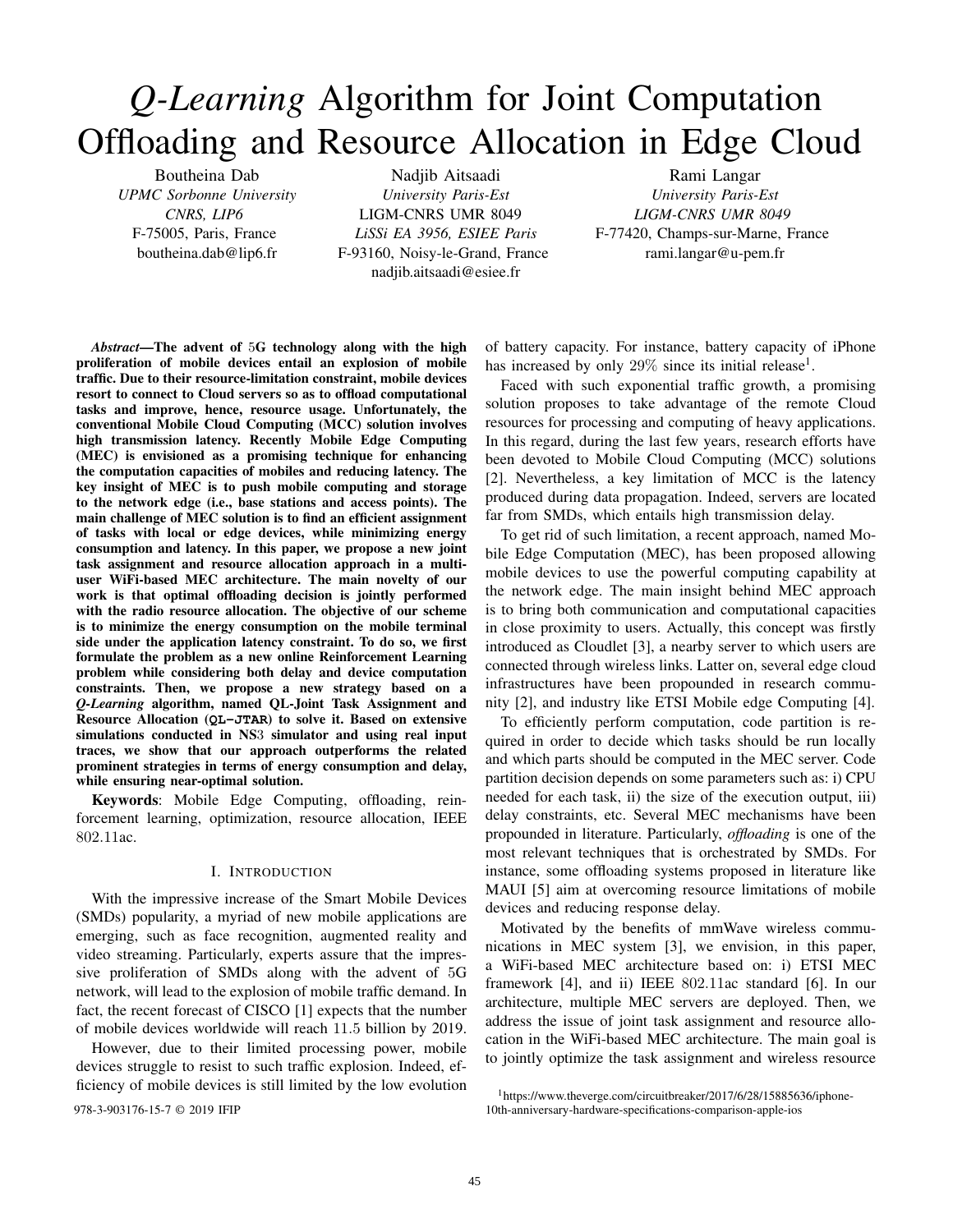# *Q-Learning* Algorithm for Joint Computation Offloading and Resource Allocation in Edge Cloud

Boutheina Dab
*UPMC Sorbonne University*
*CNRS, LIP6*
F-75005, Paris, France
boutheina.dab@lip6.fr

Nadjib Aitsaadi
*University Paris-Est*
LIGM-CNRS UMR 8049
*LiSSi EA 3956, ESIEE Paris*
F-93160, Noisy-le-Grand, France
nadjib.aitsaadi@esiee.fr

Rami Langar
*University Paris-Est*
*LIGM-CNRS UMR 8049*
F-77420, Champs-sur-Marne, France
rami.langar@u-pem.fr

***Abstract*—The advent of 5G technology along with the high proliferation of mobile devices entail an explosion of mobile traffic. Due to their resource-limitation constraint, mobile devices resort to connect to Cloud servers so as to offload computational tasks and improve, hence, resource usage. Unfortunately, the conventional Mobile Cloud Computing (MCC) solution involves high transmission latency. Recently Mobile Edge Computing (MEC) is envisioned as a promising technique for enhancing the computation capacities of mobiles and reducing latency. The key insight of MEC is to push mobile computing and storage to the network edge (i.e., base stations and access points). The main challenge of MEC solution is to find an efficient assignment of tasks with local or edge devices, while minimizing energy consumption and latency. In this paper, we propose a new joint task assignment and resource allocation approach in a multi-user WiFi-based MEC architecture. The main novelty of our work is that optimal offloading decision is jointly performed with the radio resource allocation. The objective of our scheme is to minimize the energy consumption on the mobile terminal side under the application latency constraint. To do so, we first formulate the problem as a new online Reinforcement Learning problem while considering both delay and device computation constraints. Then, we propose a new strategy based on a *Q-Learning* algorithm, named QL-Joint Task Assignment and Resource Allocation (`QL-JTAR`) to solve it. Based on extensive simulations conducted in NS3 simulator and using real input traces, we show that our approach outperforms the related prominent strategies in terms of energy consumption and delay, while ensuring near-optimal solution.**

**Keywords**: Mobile Edge Computing, offloading, reinforcement learning, optimization, resource allocation, IEEE 802.11ac.

## I. Introduction

With the impressive increase of the Smart Mobile Devices (SMDs) popularity, a myriad of new mobile applications are emerging, such as face recognition, augmented reality and video streaming. Particularly, experts assure that the impressive proliferation of SMDs along with the advent of 5G network, will lead to the explosion of mobile traffic demand. In fact, the recent forecast of CISCO [1] expects that the number of mobile devices worldwide will reach 11.5 billion by 2019.

However, due to their limited processing power, mobile devices struggle to resist to such traffic explosion. Indeed, efficiency of mobile devices is still limited by the low evolution of battery capacity. For instance, battery capacity of iPhone has increased by only 29% since its initial release[1].

Faced with such exponential traffic growth, a promising solution proposes to take advantage of the remote Cloud resources for processing and computing of heavy applications. In this regard, during the last few years, research efforts have been devoted to Mobile Cloud Computing (MCC) solutions [2]. Nevertheless, a key limitation of MCC is the latency produced during data propagation. Indeed, servers are located far from SMDs, which entails high transmission delay.

To get rid of such limitation, a recent approach, named Mobile Edge Computation (MEC), has been proposed allowing mobile devices to use the powerful computing capability at the network edge. The main insight behind MEC approach is to bring both communication and computational capacities in close proximity to users. Actually, this concept was firstly introduced as Cloudlet [3], a nearby server to which users are connected through wireless links. Latter on, several edge cloud infrastructures have been propounded in research community [2], and industry like ETSI Mobile edge Computing [4].

To efficiently perform computation, code partition is required in order to decide which tasks should be run locally and which parts should be computed in the MEC server. Code partition decision depends on some parameters such as: i) CPU needed for each task, ii) the size of the execution output, iii) delay constraints, etc. Several MEC mechanisms have been propounded in literature. Particularly, *offloading* is one of the most relevant techniques that is orchestrated by SMDs. For instance, some offloading systems proposed in literature like MAUI [5] aim at overcoming resource limitations of mobile devices and reducing response delay.

Motivated by the benefits of mmWave wireless communications in MEC system [3], we envision, in this paper, a WiFi-based MEC architecture based on: i) ETSI MEC framework [4], and ii) IEEE 802.11ac standard [6]. In our architecture, multiple MEC servers are deployed. Then, we address the issue of joint task assignment and resource allocation in the WiFi-based MEC architecture. The main goal is to jointly optimize the task assignment and wireless resource

[1] https://www.theverge.com/circuitbreaker/2017/6/28/15885636/iphone-10th-anniversary-hardware-specifications-comparison-apple-ios

978-3-903176-15-7 © 2019 IFIP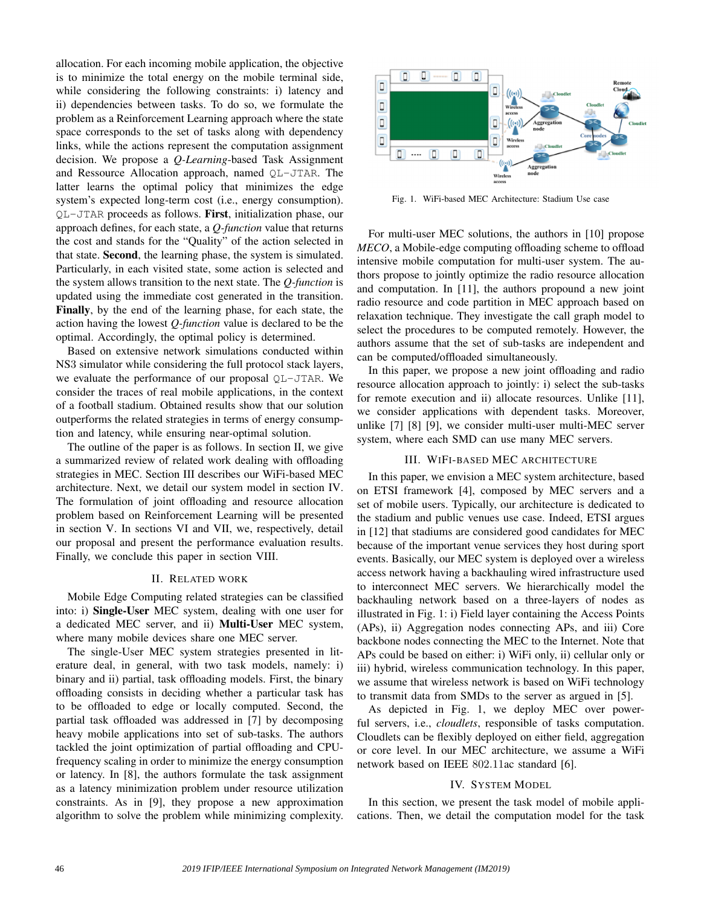allocation. For each incoming mobile application, the objective is to minimize the total energy on the mobile terminal side, while considering the following constraints: i) latency and ii) dependencies between tasks. To do so, we formulate the problem as a Reinforcement Learning approach where the state space corresponds to the set of tasks along with dependency links, while the actions represent the computation assignment decision. We propose a *Q-Learning*-based Task Assignment and Ressource Allocation approach, named `QL-JTAR`. The latter learns the optimal policy that minimizes the edge system's expected long-term cost (i.e., energy consumption). `QL-JTAR` proceeds as follows. **First**, initialization phase, our approach defines, for each state, a *Q-function* value that returns the cost and stands for the "Quality" of the action selected in that state. **Second**, the learning phase, the system is simulated. Particularly, in each visited state, some action is selected and the system allows transition to the next state. The *Q-function* is updated using the immediate cost generated in the transition. **Finally**, by the end of the learning phase, for each state, the action having the lowest *Q-function* value is declared to be the optimal. Accordingly, the optimal policy is determined.

Based on extensive network simulations conducted within NS3 simulator while considering the full protocol stack layers, we evaluate the performance of our proposal `QL-JTAR`. We consider the traces of real mobile applications, in the context of a football stadium. Obtained results show that our solution outperforms the related strategies in terms of energy consumption and latency, while ensuring near-optimal solution.

The outline of the paper is as follows. In section II, we give a summarized review of related work dealing with offloading strategies in MEC. Section III describes our WiFi-based MEC architecture. Next, we detail our system model in section IV. The formulation of joint offloading and resource allocation problem based on Reinforcement Learning will be presented in section V. In sections VI and VII, we, respectively, detail our proposal and present the performance evaluation results. Finally, we conclude this paper in section VIII.

## II. Related Work

Mobile Edge Computing related strategies can be classified into: i) **Single-User** MEC system, dealing with one user for a dedicated MEC server, and ii) **Multi-User** MEC system, where many mobile devices share one MEC server.

The single-User MEC system strategies presented in literature deal, in general, with two task models, namely: i) binary and ii) partial, task offloading models. First, the binary offloading consists in deciding whether a particular task has to be offloaded to edge or locally computed. Second, the partial task offloaded was addressed in [7] by decomposing heavy mobile applications into set of sub-tasks. The authors tackled the joint optimization of partial offloading and CPU-frequency scaling in order to minimize the energy consumption or latency. In [8], the authors formulate the task assignment as a latency minimization problem under resource utilization constraints. As in [9], they propose a new approximation algorithm to solve the problem while minimizing complexity.

Fig. 1. WiFi-based MEC Architecture: Stadium Use case

For multi-user MEC solutions, the authors in [10] propose *MECO*, a Mobile-edge computing offloading scheme to offload intensive mobile computation for multi-user system. The authors propose to jointly optimize the radio resource allocation and computation. In [11], the authors propound a new joint radio resource and code partition in MEC approach based on relaxation technique. They investigate the call graph model to select the procedures to be computed remotely. However, the authors assume that the set of sub-tasks are independent and can be computed/offloaded simultaneously.

In this paper, we propose a new joint offloading and radio resource allocation approach to jointly: i) select the sub-tasks for remote execution and ii) allocate resources. Unlike [11], we consider applications with dependent tasks. Moreover, unlike [7] [8] [9], we consider multi-user multi-MEC server system, where each SMD can use many MEC servers.

## III. WiFi-based MEC Architecture

In this paper, we envision a MEC system architecture, based on ETSI framework [4], composed by MEC servers and a set of mobile users. Typically, our architecture is dedicated to the stadium and public venues use case. Indeed, ETSI argues in [12] that stadiums are considered good candidates for MEC because of the important venue services they host during sport events. Basically, our MEC system is deployed over a wireless access network having a backhauling wired infrastructure used to interconnect MEC servers. We hierarchically model the backhauling network based on a three-layers of nodes as illustrated in Fig. 1: i) Field layer containing the Access Points (APs), ii) Aggregation nodes connecting APs, and iii) Core backbone nodes connecting the MEC to the Internet. Note that APs could be based on either: i) WiFi only, ii) cellular only or iii) hybrid, wireless communication technology. In this paper, we assume that wireless network is based on WiFi technology to transmit data from SMDs to the server as argued in [5].

As depicted in Fig. 1, we deploy MEC over powerful servers, i.e., *cloudlets*, responsible of tasks computation. Cloudlets can be flexibly deployed on either field, aggregation or core level. In our MEC architecture, we assume a WiFi network based on IEEE 802.11ac standard [6].

## IV. System Model

In this section, we present the task model of mobile applications. Then, we detail the computation model for the task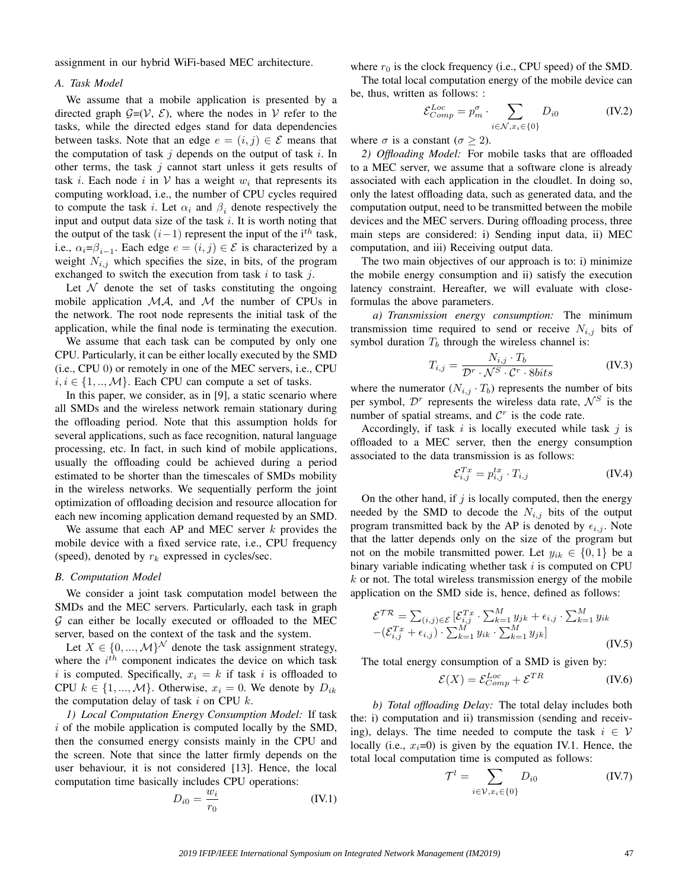assignment in our hybrid WiFi-based MEC architecture.

### A. Task Model

We assume that a mobile application is presented by a directed graph $\mathcal{G}$=($\mathcal{V}$, $\mathcal{E}$), where the nodes in $\mathcal{V}$ refer to the tasks, while the directed edges stand for data dependencies between tasks. Note that an edge $e = (i, j) \in \mathcal{E}$ means that the computation of task $j$ depends on the output of task $i$. In other terms, the task $j$ cannot start unless it gets results of task $i$. Each node $i$ in $\mathcal{V}$ has a weight $w_i$ that represents its computing workload, i.e., the number of CPU cycles required to compute the task $i$. Let $\alpha_i$ and $\beta_i$ denote respectively the input and output data size of the task $i$. It is worth noting that the output of the task $(i-1)$ represent the input of the i$^{th}$ task, i.e., $\alpha_i$=$\beta_{i-1}$. Each edge $e = (i, j) \in \mathcal{E}$ is characterized by a weight $N_{i,j}$ which specifies the size, in bits, of the program exchanged to switch the execution from task $i$ to task $j$.

Let $\mathcal{N}$ denote the set of tasks constituting the ongoing mobile application $\mathcal{MA}$, and $\mathcal{M}$ the number of CPUs in the network. The root node represents the initial task of the application, while the final node is terminating the execution.

We assume that each task can be computed by only one CPU. Particularly, it can be either locally executed by the SMD (i.e., CPU 0) or remotely in one of the MEC servers, i.e., CPU $i, i \in \{1, .., \mathcal{M}\}$. Each CPU can compute a set of tasks.

In this paper, we consider, as in [9], a static scenario where all SMDs and the wireless network remain stationary during the offloading period. Note that this assumption holds for several applications, such as face recognition, natural language processing, etc. In fact, in such kind of mobile applications, usually the offloading could be achieved during a period estimated to be shorter than the timescales of SMDs mobility in the wireless networks. We sequentially perform the joint optimization of offloading decision and resource allocation for each new incoming application demand requested by an SMD.

We assume that each AP and MEC server $k$ provides the mobile device with a fixed service rate, i.e., CPU frequency (speed), denoted by $r_k$ expressed in cycles/sec.

### B. Computation Model

We consider a joint task computation model between the SMDs and the MEC servers. Particularly, each task in graph $\mathcal{G}$ can either be locally executed or offloaded to the MEC server, based on the context of the task and the system.

Let $X \in \{0, ..., \mathcal{M}\}^{\mathcal{N}}$ denote the task assignment strategy, where the $i^{th}$ component indicates the device on which task $i$ is computed. Specifically, $x_i = k$ if task $i$ is offloaded to CPU $k \in \{1, ..., \mathcal{M}\}$. Otherwise, $x_i = 0$. We denote by $D_{ik}$ the computation delay of task $i$ on CPU $k$.

*1) Local Computation Energy Consumption Model:* If task $i$ of the mobile application is computed locally by the SMD, then the consumed energy consists mainly in the CPU and the screen. Note that since the latter firmly depends on the user behaviour, it is not considered [13]. Hence, the local computation time basically includes CPU operations:

$$D_{i0} = \frac{w_i}{r_0} \tag{IV.1}$$

where $r_0$ is the clock frequency (i.e., CPU speed) of the SMD.

The total local computation energy of the mobile device can be, thus, written as follows: :

$$\mathcal{E}^{Loc}_{Comp} = p^{\sigma}_m \cdot \sum_{i \in \mathcal{N}, x_i \in \{0\}} D_{i0} \tag{IV.2}$$

where $\sigma$ is a constant ($\sigma \geq 2$).

*2) Offloading Model:* For mobile tasks that are offloaded to a MEC server, we assume that a software clone is already associated with each application in the cloudlet. In doing so, only the latest offloading data, such as generated data, and the computation output, need to be transmitted between the mobile devices and the MEC servers. During offloading process, three main steps are considered: i) Sending input data, ii) MEC computation, and iii) Receiving output data.

The two main objectives of our approach is to: i) minimize the mobile energy consumption and ii) satisfy the execution latency constraint. Hereafter, we will evaluate with close-formulas the above parameters.

*a) Transmission energy consumption:* The minimum transmission time required to send or receive $N_{i,j}$ bits of symbol duration $T_b$ through the wireless channel is:

$$T_{i,j} = \frac{N_{i,j} \cdot T_b}{\mathcal{D}^r \cdot \mathcal{N}^S \cdot \mathcal{C}^r \cdot 8bits} \tag{IV.3}$$

where the numerator $(N_{i,j} \cdot T_b)$ represents the number of bits per symbol, $\mathcal{D}^r$ represents the wireless data rate, $\mathcal{N}^S$ is the number of spatial streams, and $\mathcal{C}^r$ is the code rate.

Accordingly, if task $i$ is locally executed while task $j$ is offloaded to a MEC server, then the energy consumption associated to the data transmission is as follows:

$$\mathcal{E}^{Tx}_{i,j} = p^{tx}_{i,j} \cdot T_{i,j} \tag{IV.4}$$

On the other hand, if $j$ is locally computed, then the energy needed by the SMD to decode the $N_{i,j}$ bits of the output program transmitted back by the AP is denoted by $\epsilon_{i,j}$. Note that the latter depends only on the size of the program but not on the mobile transmitted power. Let $y_{ik} \in \{0, 1\}$ be a binary variable indicating whether task $i$ is computed on CPU $k$ or not. The total wireless transmission energy of the mobile application on the SMD side is, hence, defined as follows:

$$\begin{aligned}\mathcal{E}^{\mathcal{TR}} = \textstyle\sum_{(i,j) \in \mathcal{E}} [&\mathcal{E}^{Tx}_{i,j} \cdot \textstyle\sum_{k=1}^{M} y_{jk} + \epsilon_{i,j} \cdot \textstyle\sum_{k=1}^{M} y_{ik} \\ &-(\mathcal{E}^{Tx}_{i,j} + \epsilon_{i,j}) \cdot \textstyle\sum_{k=1}^{M} y_{ik} \cdot \textstyle\sum_{k=1}^{M} y_{jk}]\end{aligned} \tag{IV.5}$$

The total energy consumption of a SMD is given by:

$$\mathcal{E}(X) = \mathcal{E}^{Loc}_{Comp} + \mathcal{E}^{TR} \tag{IV.6}$$

*b) Total offloading Delay:* The total delay includes both the: i) computation and ii) transmission (sending and receiving), delays. The time needed to compute the task $i \in \mathcal{V}$ locally (i.e., $x_i$=0) is given by the equation IV.1. Hence, the total local computation time is computed as follows:

$$\mathcal{T}^l = \sum_{i \in \mathcal{V}, x_i \in \{0\}} D_{i0} \tag{IV.7}$$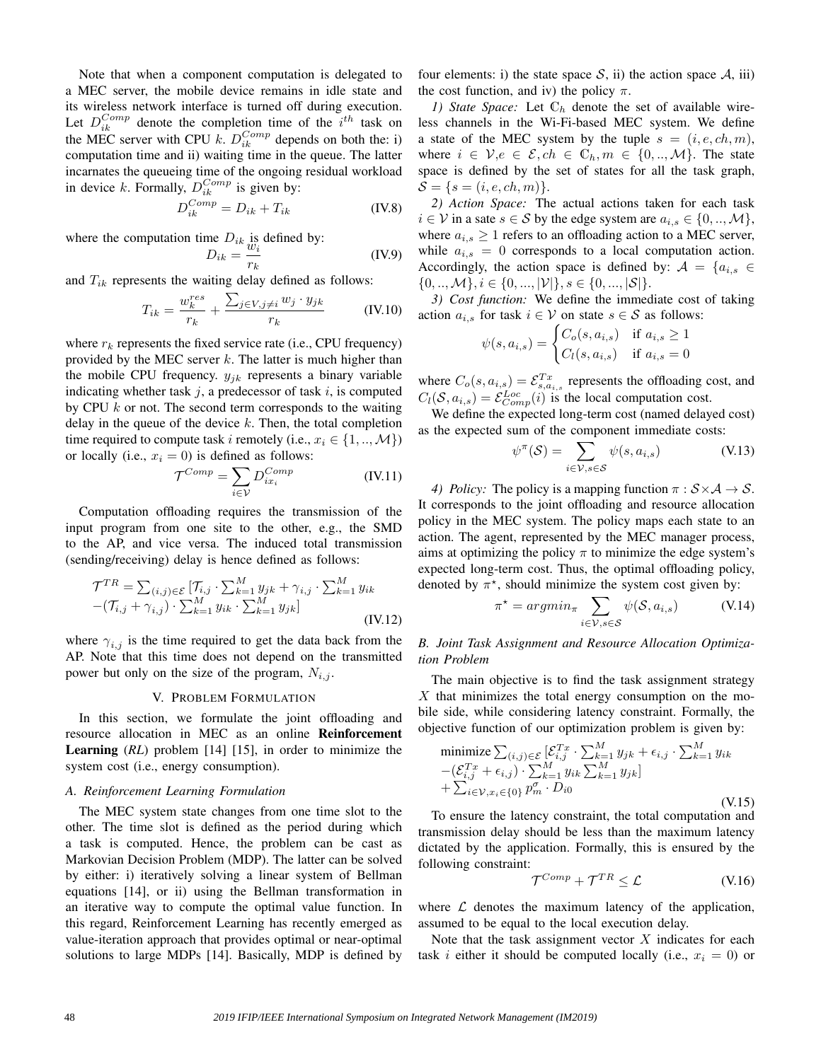Note that when a component computation is delegated to a MEC server, the mobile device remains in idle state and its wireless network interface is turned off during execution. Let $D_{ik}^{Comp}$ denote the completion time of the $i^{th}$ task on the MEC server with CPU $k$. $D_{ik}^{Comp}$ depends on both the: i) computation time and ii) waiting time in the queue. The latter incarnates the queueing time of the ongoing residual workload in device $k$. Formally, $D_{ik}^{Comp}$ is given by:

$$D_{ik}^{Comp} = D_{ik} + T_{ik} \tag{IV.8}$$

where the computation time $D_{ik}$ is defined by:

$$D_{ik} = \frac{w_i}{r_k} \tag{IV.9}$$

and $T_{ik}$ represents the waiting delay defined as follows:

$$T_{ik} = \frac{w_k^{res}}{r_k} + \frac{\sum_{j \in V, j \neq i} w_j \cdot y_{jk}}{r_k} \tag{IV.10}$$

where $r_k$ represents the fixed service rate (i.e., CPU frequency) provided by the MEC server $k$. The latter is much higher than the mobile CPU frequency. $y_{jk}$ represents a binary variable indicating whether task $j$, a predecessor of task $i$, is computed by CPU $k$ or not. The second term corresponds to the waiting delay in the queue of the device $k$. Then, the total completion time required to compute task $i$ remotely (i.e., $x_i \in \{1, .., \mathcal{M}\}$) or locally (i.e., $x_i = 0$) is defined as follows:

$$\mathcal{T}^{Comp} = \sum_{i \in \mathcal{V}} D_{ix_i}^{Comp} \tag{IV.11}$$

Computation offloading requires the transmission of the input program from one site to the other, e.g., the SMD to the AP, and vice versa. The induced total transmission (sending/receiving) delay is hence defined as follows:

$$\begin{aligned}\mathcal{T}^{TR} = \textstyle\sum_{(i,j) \in \mathcal{E}} [&\mathcal{T}_{i,j} \cdot \textstyle\sum_{k=1}^{M} y_{jk} + \gamma_{i,j} \cdot \textstyle\sum_{k=1}^{M} y_{ik} \\ &-(\mathcal{T}_{i,j} + \gamma_{i,j}) \cdot \textstyle\sum_{k=1}^{M} y_{ik} \cdot \textstyle\sum_{k=1}^{M} y_{jk}]\end{aligned} \tag{IV.12}$$

where $\gamma_{i,j}$ is the time required to get the data back from the AP. Note that this time does not depend on the transmitted power but only on the size of the program, $N_{i,j}$.

## V. Problem Formulation

In this section, we formulate the joint offloading and resource allocation in MEC as an online **Reinforcement Learning** (***RL***) problem [14] [15], in order to minimize the system cost (i.e., energy consumption).

### *A. Reinforcement Learning Formulation*

The MEC system state changes from one time slot to the other. The time slot is defined as the period during which a task is computed. Hence, the problem can be cast as Markovian Decision Problem (MDP). The latter can be solved by either: i) iteratively solving a linear system of Bellman equations [14], or ii) using the Bellman transformation in an iterative way to compute the optimal value function. In this regard, Reinforcement Learning has recently emerged as value-iteration approach that provides optimal or near-optimal solutions to large MDPs [14]. Basically, MDP is defined by four elements: i) the state space $\mathcal{S}$, ii) the action space $\mathcal{A}$, iii) the cost function, and iv) the policy $\pi$.

*1) State Space:* Let $\mathbb{C}_h$ denote the set of available wireless channels in the Wi-Fi-based MEC system. We define a state of the MEC system by the tuple $s = (i, e, ch, m)$, where $i \in \mathcal{V}$,$e \in \mathcal{E}, ch \in \mathbb{C}_h, m \in \{0, .., \mathcal{M}\}$. The state space is defined by the set of states for all the task graph, $\mathcal{S} = \{s = (i, e, ch, m)\}$.

*2) Action Space:* The actual actions taken for each task $i \in \mathcal{V}$ in a sate $s \in \mathcal{S}$ by the edge system are $a_{i,s} \in \{0, .., \mathcal{M}\}$, where $a_{i,s} \geq 1$ refers to an offloading action to a MEC server, while $a_{i,s} = 0$ corresponds to a local computation action. Accordingly, the action space is defined by: $\mathcal{A} = \{a_{i,s} \in \{0, .., \mathcal{M}\}, i \in \{0, ..., |\mathcal{V}|\}, s \in \{0, ..., |\mathcal{S}|\}$.

*3) Cost function:* We define the immediate cost of taking action $a_{i,s}$ for task $i \in \mathcal{V}$ on state $s \in \mathcal{S}$ as follows:

$$\psi(s, a_{i,s}) = \begin{cases} C_o(s, a_{i,s}) & \text{if } a_{i,s} \geq 1 \\ C_l(s, a_{i,s}) & \text{if } a_{i,s} = 0 \end{cases}$$

where $C_o(s, a_{i,s}) = \mathcal{E}_{s,a_{i,s}}^{Tx}$ represents the offloading cost, and $C_l(\mathcal{S}, a_{i,s}) = \mathcal{E}_{Comp}^{Loc}(i)$ is the local computation cost.

We define the expected long-term cost (named delayed cost) as the expected sum of the component immediate costs:

$$\psi^{\pi}(\mathcal{S}) = \sum_{i \in \mathcal{V}, s \in \mathcal{S}} \psi(s, a_{i,s}) \tag{V.13}$$

*4) Policy:* The policy is a mapping function $\pi : \mathcal{S} \times \mathcal{A} \rightarrow \mathcal{S}$. It corresponds to the joint offloading and resource allocation policy in the MEC system. The policy maps each state to an action. The agent, represented by the MEC manager process, aims at optimizing the policy $\pi$ to minimize the edge system's expected long-term cost. Thus, the optimal offloading policy, denoted by $\pi^{\star}$, should minimize the system cost given by:

$$\pi^{\star} = argmin_{\pi} \sum_{i \in \mathcal{V}, s \in \mathcal{S}} \psi(\mathcal{S}, a_{i,s}) \tag{V.14}$$

### *B. Joint Task Assignment and Resource Allocation Optimization Problem*

The main objective is to find the task assignment strategy $X$ that minimizes the total energy consumption on the mobile side, while considering latency constraint. Formally, the objective function of our optimization problem is given by:

$$\begin{aligned}\text{minimize} \textstyle\sum_{(i,j) \in \mathcal{E}} [&\mathcal{E}_{i,j}^{Tx} \cdot \textstyle\sum_{k=1}^{M} y_{jk} + \epsilon_{i,j} \cdot \textstyle\sum_{k=1}^{M} y_{ik} \\ &-(\mathcal{E}_{i,j}^{Tx} + \epsilon_{i,j}) \cdot \textstyle\sum_{k=1}^{M} y_{ik} \textstyle\sum_{k=1}^{M} y_{jk}] \\ &+ \textstyle\sum_{i \in \mathcal{V}, x_i \in \{0\}} p_m^{\sigma} \cdot D_{i0}\end{aligned} \tag{V.15}$$

To ensure the latency constraint, the total computation and transmission delay should be less than the maximum latency dictated by the application. Formally, this is ensured by the following constraint:

$$\mathcal{T}^{Comp} + \mathcal{T}^{TR} \leq \mathcal{L} \tag{V.16}$$

where $\mathcal{L}$ denotes the maximum latency of the application, assumed to be equal to the local execution delay.

Note that the task assignment vector $X$ indicates for each task $i$ either it should be computed locally (i.e., $x_i = 0$) or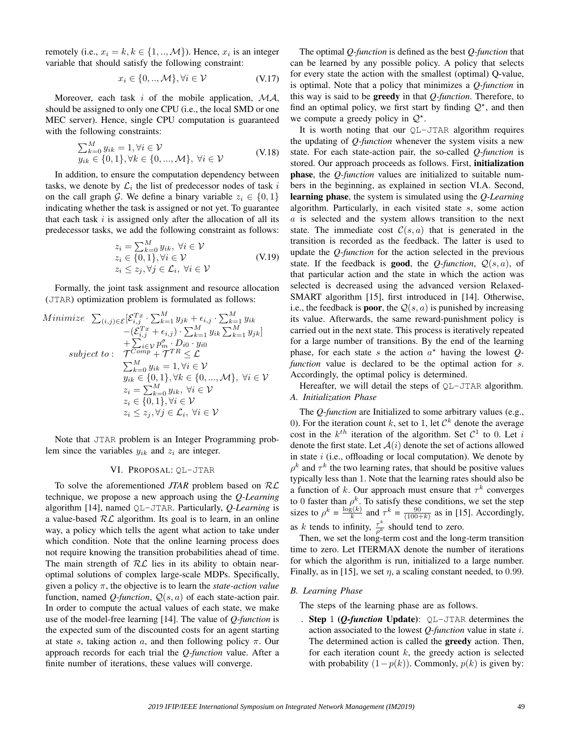remotely (i.e., $x_i = k, k \in \{1, .., \mathcal{M}\}$). Hence, $x_i$ is an integer variable that should satisfy the following constraint:

$$x_i \in \{0, .., \mathcal{M}\}, \forall i \in \mathcal{V} \tag{V.17}$$

Moreover, each task $i$ of the mobile application, $\mathcal{MA}$, should be assigned to only one CPU (i.e., the local SMD or one MEC server). Hence, single CPU computation is guaranteed with the following constraints:

$$\begin{array}{l} \sum_{k=0}^{M} y_{ik} = 1, \forall i \in \mathcal{V} \\ y_{ik} \in \{0, 1\}, \forall k \in \{0, ..., \mathcal{M}\}, \ \forall i \in \mathcal{V} \end{array} \tag{V.18}$$

In addition, to ensure the computation dependency between tasks, we denote by $\mathcal{L}_i$ the list of predecessor nodes of task $i$ on the call graph $\mathcal{G}$. We define a binary variable $z_i \in \{0, 1\}$ indicating whether the task is assigned or not yet. To guarantee that each task $i$ is assigned only after the allocation of all its predecessor tasks, we add the following constraint as follows:

$$\begin{array}{l} z_i = \sum_{k=0}^{M} y_{ik}, \ \forall i \in \mathcal{V} \\ z_i \in \{0, 1\}, \forall i \in \mathcal{V} \\ z_i \leq z_j, \forall j \in \mathcal{L}_i, \ \forall i \in \mathcal{V} \end{array} \tag{V.19}$$

Formally, the joint task assignment and resource allocation (JTAR) optimization problem is formulated as follows:

$$\begin{array}{rl} Minimize & \sum_{(i,j)\in\mathcal{E}} [\mathcal{E}_{i,j}^{Tx} \cdot \sum_{k=1}^{M} y_{jk} + \epsilon_{i,j} \cdot \sum_{k=1}^{M} y_{ik} \\ & -(\mathcal{E}_{i,j}^{Tx} + \epsilon_{i,j}) \cdot \sum_{k=1}^{M} y_{ik} \sum_{k=1}^{M} y_{jk}] \\ & + \sum_{i\in\mathcal{V}} p_m^{\sigma} \cdot D_{i0} \cdot y_{i0} \\ subject\ to: & \mathcal{T}^{Comp} + \mathcal{T}^{TR} \leq \mathcal{L} \\ & \sum_{k=0}^{M} y_{ik} = 1, \forall i \in \mathcal{V} \\ & y_{ik} \in \{0, 1\}, \forall k \in \{0, ..., \mathcal{M}\}, \ \forall i \in \mathcal{V} \\ & z_i = \sum_{k=0}^{M} y_{ik}, \ \forall i \in \mathcal{V} \\ & z_i \in \{0, 1\}, \forall i \in \mathcal{V} \\ & z_i \leq z_j, \forall j \in \mathcal{L}_i, \ \forall i \in \mathcal{V} \end{array}$$

Note that JTAR problem is an Integer Programming problem since the variables $y_{ik}$ and $z_i$ are integer.

## VI. Proposal: QL-JTAR

To solve the aforementioned ***JTAR*** problem based on $\mathcal{RL}$ technique, we propose a new approach using the ***Q-Learning*** algorithm [14], named QL-JTAR. Particularly, ***Q-Learning*** is a value-based $\mathcal{RL}$ algorithm. Its goal is to learn, in an online way, a policy which tells the agent what action to take under which condition. Note that the online learning process does not require knowing the transition probabilities ahead of time. The main strength of $\mathcal{RL}$ lies in its ability to obtain near-optimal solutions of complex large-scale MDPs. Specifically, given a policy $\pi$, the objective is to learn the *state-action value* function, named ***Q-function***, $\mathcal{Q}(s, a)$ of each state-action pair. In order to compute the actual values of each state, we make use of the model-free learning [14]. The value of ***Q-function*** is the expected sum of the discounted costs for an agent starting at state $s$, taking action $a$, and then following policy $\pi$. Our approach records for each trial the ***Q-function*** value. After a finite number of iterations, these values will converge.

The optimal ***Q-function*** is defined as the best ***Q-function*** that can be learned by any possible policy. A policy that selects for every state the action with the smallest (optimal) Q-value, is optimal. Note that a policy that minimizes a ***Q-function*** in this way is said to be **greedy** in that ***Q-function***. Therefore, to find an optimal policy, we first start by finding $\mathcal{Q}^\star$, and then we compute a greedy policy in $\mathcal{Q}^\star$.

It is worth noting that our QL-JTAR algorithm requires the updating of ***Q-function*** whenever the system visits a new state. For each state-action pair, the so-called ***Q-function*** is stored. Our approach proceeds as follows. First, **initialization phase**, the ***Q-function*** values are initialized to suitable numbers in the beginning, as explained in section VI.A. Second, **learning phase**, the system is simulated using the ***Q-Learning*** algorithm. Particularly, in each visited state $s$, some action $a$ is selected and the system allows transition to the next state. The immediate cost $\mathcal{C}(s, a)$ that is generated in the transition is recorded as the feedback. The latter is used to update the ***Q-function*** for the action selected in the previous state. If the feedback is **good**, the ***Q-function***, $\mathcal{Q}(s, a)$, of that particular action and the state in which the action was selected is decreased using the advanced version Relaxed-SMART algorithm [15], first introduced in [14]. Otherwise, i.e., the feedback is **poor**, the $\mathcal{Q}(s, a)$ is punished by increasing its value. Afterwards, the same reward-punishment policy is carried out in the next state. This process is iteratively repeated for a large number of transitions. By the end of the learning phase, for each state $s$ the action $a^\star$ having the lowest ***Q-function*** value is declared to be the optimal action for $s$. Accordingly, the optimal policy is determined.

Hereafter, we will detail the steps of QL-JTAR algorithm.

### *A. Initialization Phase*

The ***Q-function*** are Initialized to some arbitrary values (e.g., 0). For the iteration count $k$, set to 1, let $\mathcal{C}^k$ denote the average cost in the $k^{th}$ iteration of the algorithm. Set $\mathcal{C}^1$ to 0. Let $i$ denote the first state. Let $\mathcal{A}(i)$ denote the set of actions allowed in state $i$ (i.e., offloading or local computation). We denote by $\rho^k$ and $\tau^k$ the two learning rates, that should be positive values typically less than 1. Note that the learning rates should also be a function of $k$. Our approach must ensure that $\tau^k$ converges to 0 faster than $\rho^k$. To satisfy these conditions, we set the step sizes to $\rho^k = \frac{\log(k)}{k}$ and $\tau^k = \frac{90}{(100+k)}$ as in [15]. Accordingly, as $k$ tends to infinity, $\frac{\tau^k}{\rho^k}$ should tend to zero.

Then, we set the long-term cost and the long-term transition time to zero. Let ITERMAX denote the number of iterations for which the algorithm is run, initialized to a large number. Finally, as in [15], we set $\eta$, a scaling constant needed, to 0.99.

### *B. Learning Phase*

The steps of the learning phase are as follows.

. **Step 1 (*Q-function* Update)**: QL-JTAR determines the action associated to the lowest ***Q-function*** value in state $i$. The determined action is called the **greedy** action. Then, for each iteration count $k$, the greedy action is selected with probability $(1 - p(k))$. Commonly, $p(k)$ is given by: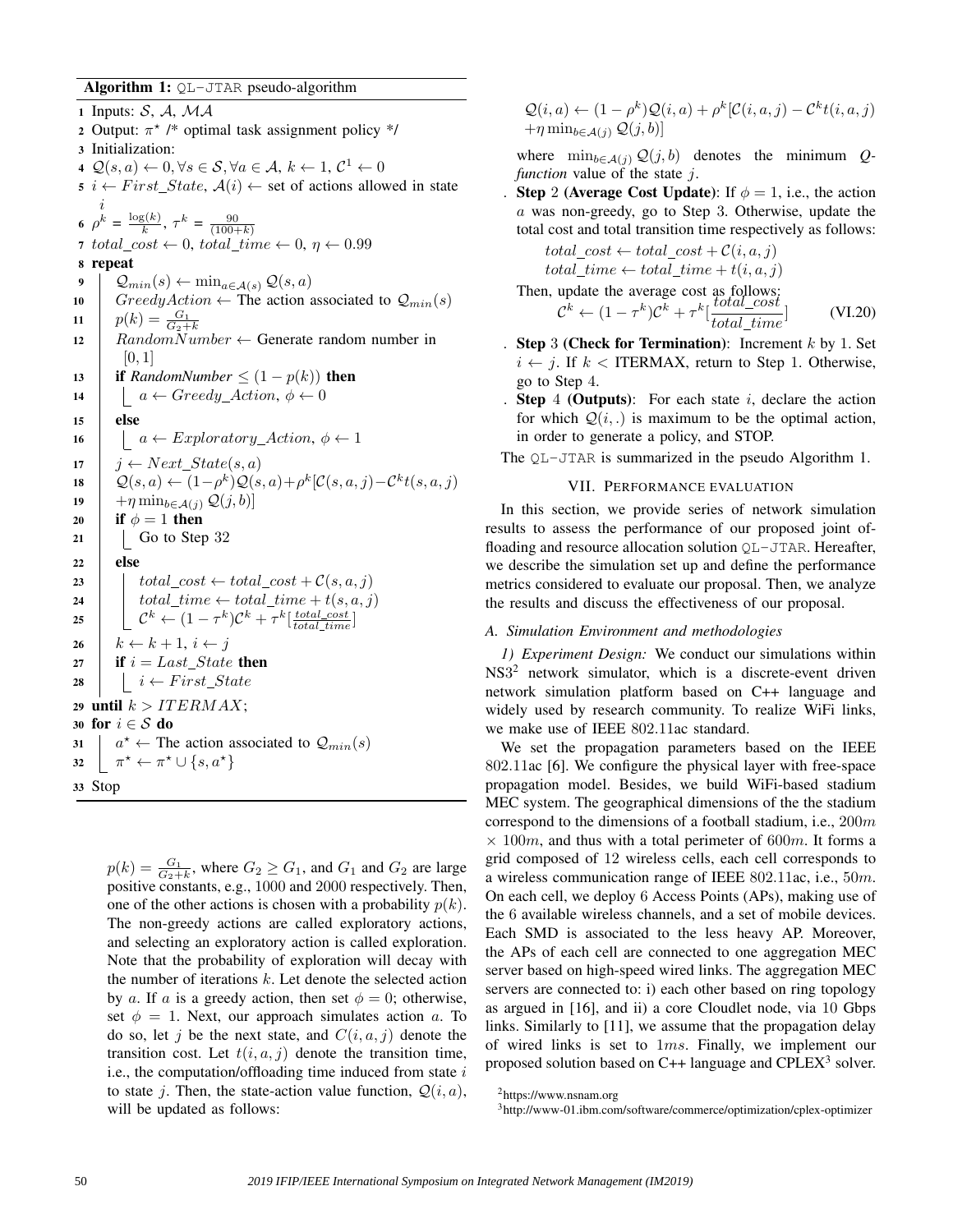**Algorithm 1:** QL-JTAR pseudo-algorithm

```
1  Inputs: S, A, MA
2  Output: π* /* optimal task assignment policy */
3  Initialization:
4  Q(s,a) ← 0, ∀s ∈ S, ∀a ∈ A, k ← 1, C^1 ← 0
5  i ← First_State, A(i) ← set of actions allowed in state i
6  ρ^k = log(k)/k, τ^k = 90/(100+k)
7  total_cost ← 0, total_time ← 0, η ← 0.99
8  repeat
9      Q_min(s) ← min_{a∈A(s)} Q(s,a)
10     GreedyAction ← The action associated to Q_min(s)
11     p(k) = G1/(G2+k)
12     RandomNumber ← Generate random number in [0,1]
13     if RandomNumber ≤ (1 − p(k)) then
14         a ← Greedy_Action, φ ← 0
15     else
16         a ← Exploratory_Action, φ ← 1
17     j ← Next_State(s,a)
18     Q(s,a) ← (1−ρ^k)Q(s,a)+ρ^k[C(s,a,j)−C^k t(s,a,j)
19         +η min_{b∈A(j)} Q(j,b)]
20     if φ = 1 then
21         Go to Step 32
22     else
23         total_cost ← total_cost + C(s,a,j)
24         total_time ← total_time + t(s,a,j)
25         C^k ← (1 − τ^k)C^k + τ^k[total_cost/total_time]
26     k ← k + 1, i ← j
27     if i = Last_State then
28         i ← First_State
29 until k > ITERMAX;
30 for i ∈ S do
31     a* ← The action associated to Q_min(s)
32     π* ← π* ∪ {s, a*}
33 Stop
```

$p(k) = \frac{G_1}{G_2+k}$, where $G_2 \geq G_1$, and $G_1$ and $G_2$ are large positive constants, e.g., 1000 and 2000 respectively. Then, one of the other actions is chosen with a probability $p(k)$. The non-greedy actions are called exploratory actions, and selecting an exploratory action is called exploration. Note that the probability of exploration will decay with the number of iterations $k$. Let denote the selected action by $a$. If $a$ is a greedy action, then set $\phi = 0$; otherwise, set $\phi = 1$. Next, our approach simulates action $a$. To do so, let $j$ be the next state, and $C(i, a, j)$ denote the transition cost. Let $t(i, a, j)$ denote the transition time, i.e., the computation/offloading time induced from state $i$ to state $j$. Then, the state-action value function, $\mathcal{Q}(i, a)$, will be updated as follows:

$$\mathcal{Q}(i,a) \leftarrow (1-\rho^k)\mathcal{Q}(i,a) + \rho^k[\mathcal{C}(i,a,j) - \mathcal{C}^k t(i,a,j) + \eta \min_{b\in\mathcal{A}(j)} \mathcal{Q}(j,b)]$$

where $\min_{b\in\mathcal{A}(j)} \mathcal{Q}(j,b)$ denotes the minimum *Q-function* value of the state $j$.

- **Step** 2 **(Average Cost Update)**: If $\phi = 1$, i.e., the action $a$ was non-greedy, go to Step 3. Otherwise, update the total cost and total transition time respectively as follows:

$$total\_cost \leftarrow total\_cost + \mathcal{C}(i,a,j)$$
$$total\_time \leftarrow total\_time + t(i,a,j)$$

Then, update the average cost as follows:

$$\mathcal{C}^k \leftarrow (1-\tau^k)\mathcal{C}^k + \tau^k[\frac{total\_cost}{total\_time}] \quad \text{(VI.20)}$$

- **Step** 3 **(Check for Termination)**: Increment $k$ by 1. Set $i \leftarrow j$. If $k <$ ITERMAX, return to Step 1. Otherwise, go to Step 4.
- **Step** 4 **(Outputs)**: For each state $i$, declare the action for which $\mathcal{Q}(i, .)$ is maximum to be the optimal action, in order to generate a policy, and STOP.

The QL-JTAR is summarized in the pseudo Algorithm 1.

## VII. Performance evaluation

In this section, we provide series of network simulation results to assess the performance of our proposed joint offloading and resource allocation solution QL-JTAR. Hereafter, we describe the simulation set up and define the performance metrics considered to evaluate our proposal. Then, we analyze the results and discuss the effectiveness of our proposal.

### A. Simulation Environment and methodologies

*1) Experiment Design:* We conduct our simulations within NS3[2] network simulator, which is a discrete-event driven network simulation platform based on C++ language and widely used by research community. To realize WiFi links, we make use of IEEE 802.11ac standard.

We set the propagation parameters based on the IEEE 802.11ac [6]. We configure the physical layer with free-space propagation model. Besides, we build WiFi-based stadium MEC system. The geographical dimensions of the the stadium correspond to the dimensions of a football stadium, i.e., $200m \times 100m$, and thus with a total perimeter of $600m$. It forms a grid composed of 12 wireless cells, each cell corresponds to a wireless communication range of IEEE 802.11ac, i.e., $50m$. On each cell, we deploy 6 Access Points (APs), making use of the 6 available wireless channels, and a set of mobile devices. Each SMD is associated to the less heavy AP. Moreover, the APs of each cell are connected to one aggregation MEC server based on high-speed wired links. The aggregation MEC servers are connected to: i) each other based on ring topology as argued in [16], and ii) a core Cloudlet node, via 10 Gbps links. Similarly to [11], we assume that the propagation delay of wired links is set to $1ms$. Finally, we implement our proposed solution based on C++ language and CPLEX[3] solver.

[2] https://www.nsnam.org

[3] http://www-01.ibm.com/software/commerce/optimization/cplex-optimizer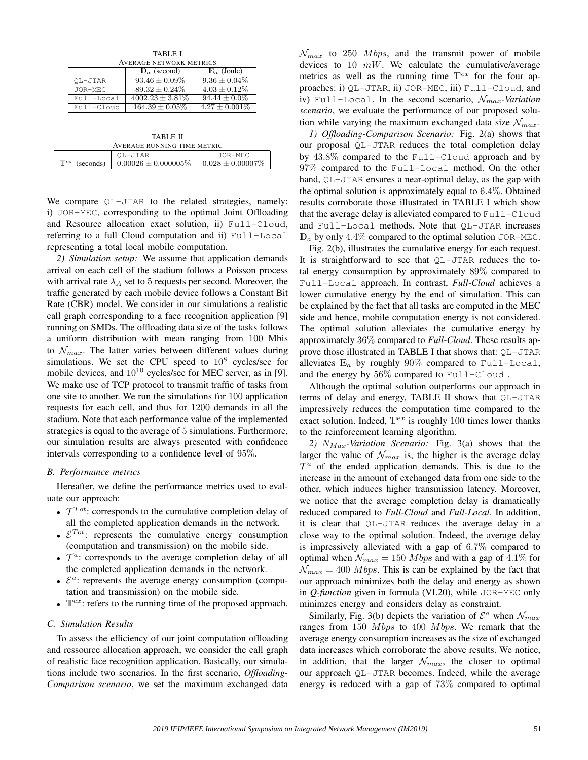TABLE I
AVERAGE NETWORK METRICS

| | $\mathbb{D}_a$ (second) | $\mathbb{E}_a$ (Joule) |
|---|---|---|
| QL-JTAR | $93.46 \pm 0.09\%$ | $9.36 \pm 0.04\%$ |
| JOR-MEC | $89.32 \pm 0.24\%$ | $4.03 \pm 0.12\%$ |
| Full-Local | $4002.23 \pm 3.81\%$ | $94.44 \pm 0.0\%$ |
| Full-Cloud | $164.39 \pm 0.05\%$ | $4.27 \pm 0.001\%$ |

TABLE II
AVERAGE RUNNING TIME METRIC

| | QL-JTAR | JOR-MEC |
|---|---|---|
| $\mathbb{T}^{ex}$ (seconds) | $0.00026 \pm 0.000005\%$ | $0.028 \pm 0.00007\%$ |

We compare QL-JTAR to the related strategies, namely: i) JOR-MEC, corresponding to the optimal Joint Offloading and Resource allocation exact solution, ii) Full-Cloud, referring to a full Cloud computation and ii) Full-Local representing a total local mobile computation.

*2) Simulation setup:* We assume that application demands arrival on each cell of the stadium follows a Poisson process with arrival rate $\lambda_A$ set to 5 requests per second. Moreover, the traffic generated by each mobile device follows a Constant Bit Rate (CBR) model. We consider in our simulations a realistic call graph corresponding to a face recognition application [9] running on SMDs. The offloading data size of the tasks follows a uniform distribution with mean ranging from 100 Mbis to $\mathcal{N}_{max}$. The latter varies between different values during simulations. We set the CPU speed to $10^8$ cycles/sec for mobile devices, and $10^{10}$ cycles/sec for MEC server, as in [9]. We make use of TCP protocol to transmit traffic of tasks from one site to another. We run the simulations for 100 application requests for each cell, and thus for 1200 demands in all the stadium. Note that each performance value of the implemented strategies is equal to the average of 5 simulations. Furthermore, our simulation results are always presented with confidence intervals corresponding to a confidence level of 95%.

### B. Performance metrics

Hereafter, we define the performance metrics used to evaluate our approach:

- $\mathcal{T}^{Tot}$: corresponds to the cumulative completion delay of all the completed application demands in the network.
- $\mathcal{E}^{Tot}$: represents the cumulative energy consumption (computation and transmission) on the mobile side.
- $\mathcal{T}^{a}$: corresponds to the average completion delay of all the completed application demands in the network.
- $\mathcal{E}^{a}$: represents the average energy consumption (computation and transmission) on the mobile side.
- $\mathbb{T}^{ex}$: refers to the running time of the proposed approach.

### C. Simulation Results

To assess the efficiency of our joint computation offloading and ressource allocation approach, we consider the call graph of realistic face recognition application. Basically, our simulations include two scenarios. In the first scenario, ***Offloading-Comparison scenario***, we set the maximum exchanged data $\mathcal{N}_{max}$ to 250 $Mbps$, and the transmit power of mobile devices to 10 $mW$. We calculate the cumulative/average metrics as well as the running time $\mathbb{T}^{ex}$ for the four approaches: i) QL-JTAR, ii) JOR-MEC, iii) Full-Cloud, and iv) Full-Local. In the second scenario, ***$\mathcal{N}_{max}$-Variation scenario***, we evaluate the performance of our proposed solution while varying the maximum exchanged data size $\mathcal{N}_{max}$.

*1) Offloading-Comparison Scenario:* Fig. 2(a) shows that our proposal QL-JTAR reduces the total completion delay by 43.8% compared to the Full-Cloud approach and by 97% compared to the Full-Local method. On the other hand, QL-JTAR ensures a near-optimal delay, as the gap with the optimal solution is approximately equal to 6.4%. Obtained results corroborate those illustrated in TABLE I which show that the average delay is alleviated compared to Full-Cloud and Full-Local methods. Note that QL-JTAR increases $\mathbb{D}_a$ by only 4.4% compared to the optimal solution JOR-MEC.

Fig. 2(b), illustrates the cumulative energy for each request. It is straightforward to see that QL-JTAR reduces the total energy consumption by approximately 89% compared to Full-Local approach. In contrast, ***Full-Cloud*** achieves a lower cumulative energy by the end of simulation. This can be explained by the fact that all tasks are computed in the MEC side and hence, mobile computation energy is not considered. The optimal solution alleviates the cumulative energy by approximately 36% compared to ***Full-Cloud***. These results approve those illustrated in TABLE I that shows that: QL-JTAR alleviates $\mathbb{E}_a$ by roughly 90% compared to Full-Local, and the energy by 56% compared to Full-Cloud .

Although the optimal solution outperforms our approach in terms of delay and energy, TABLE II shows that QL-JTAR impressively reduces the computation time compared to the exact solution. Indeed, $\mathbb{T}^{ex}$ is roughly 100 times lower thanks to the reinforcement learning algorithm.

*2) $N_{Max}$-Variation Scenario:* Fig. 3(a) shows that the larger the value of $\mathcal{N}_{max}$ is, the higher is the average delay $\mathcal{T}^{a}$ of the ended application demands. This is due to the increase in the amount of exchanged data from one side to the other, which induces higher transmission latency. Moreover, we notice that the average completion delay is dramatically reduced compared to ***Full-Cloud*** and ***Full-Local***. In addition, it is clear that QL-JTAR reduces the average delay in a close way to the optimal solution. Indeed, the average delay is impressively alleviated with a gap of 6.7% compared to optimal when $\mathcal{N}_{max} = 150$ $Mbps$ and with a gap of 4.1% for $\mathcal{N}_{max} = 400$ $Mbps$. This is can be explained by the fact that our approach minimizes both the delay and energy as shown in ***Q-function*** given in formula (VI.20), while JOR-MEC only minimzes energy and considers delay as constraint.

Similarly, Fig. 3(b) depicts the variation of $\mathcal{E}^{a}$ when $\mathcal{N}_{max}$ ranges from 150 $Mbps$ to 400 $Mbps$. We remark that the average energy consumption increases as the size of exchanged data increases which corroborate the above results. We notice, in addition, that the larger $\mathcal{N}_{max}$, the closer to optimal our approach QL-JTAR becomes. Indeed, while the average energy is reduced with a gap of 73% compared to optimal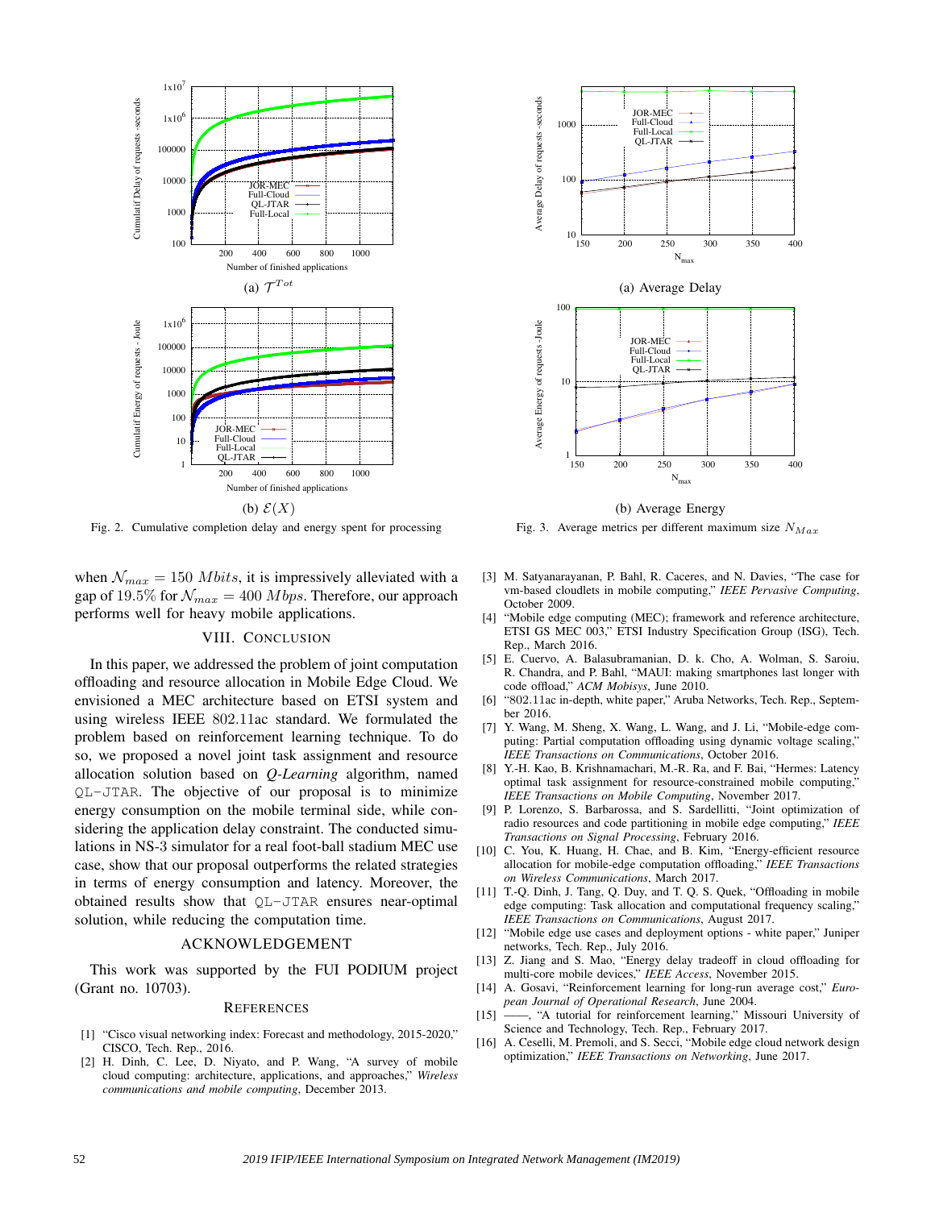Cumulatif Delay of requests -seconds

1x10^7

1x10^6

100000

10000

1000

100

200 400 600 800 1000

Number of finished applications

JOR-MEC
Full-Cloud
QL-JTAR
Full-Local

(a) $\mathcal{T}^{Tot}$

Cumulatif Energy of requests - Joule

1x10^6

100000

10000

1000

100

10

1

200 400 600 800 1000

Number of finished applications

JOR-MEC
Full-Cloud
Full-Local
QL-JTAR

(b) $\mathcal{E}(X)$

Fig. 2. Cumulative completion delay and energy spent for processing

Average Delay of requests - seconds

1000

100

10

150 200 250 300 350 400

$N_{max}$

JOR-MEC
Full-Cloud
Full-Local
QL-JTAR

(a) Average Delay

Average Energy of requests -Joule

100

10

1

150 200 250 300 350 400

$N_{max}$

JOR-MEC
Full-Cloud
Full-Local
QL-JTAR

(b) Average Energy

Fig. 3. Average metrics per different maximum size $N_{Max}$

when $\mathcal{N}_{max} = 150\ Mbits$, it is impressively alleviated with a gap of $19.5\%$ for $\mathcal{N}_{max} = 400\ Mbps$. Therefore, our approach performs well for heavy mobile applications.

## VIII. Conclusion

In this paper, we addressed the problem of joint computation offloading and resource allocation in Mobile Edge Cloud. We envisioned a MEC architecture based on ETSI system and using wireless IEEE 802.11ac standard. We formulated the problem based on reinforcement learning technique. To do so, we proposed a novel joint task assignment and resource allocation solution based on *Q-Learning* algorithm, named QL-JTAR. The objective of our proposal is to minimize energy consumption on the mobile terminal side, while considering the application delay constraint. The conducted simulations in NS-3 simulator for a real foot-ball stadium MEC use case, show that our proposal outperforms the related strategies in terms of energy consumption and latency. Moreover, the obtained results show that QL-JTAR ensures near-optimal solution, while reducing the computation time.

## Acknowledgement

This work was supported by the FUI PODIUM project (Grant no. 10703).

## References

[1] "Cisco visual networking index: Forecast and methodology, 2015-2020," CISCO, Tech. Rep., 2016.

[2] H. Dinh, C. Lee, D. Niyato, and P. Wang, "A survey of mobile cloud computing: architecture, applications, and approaches," *Wireless communications and mobile computing*, December 2013.

[3] M. Satyanarayanan, P. Bahl, R. Caceres, and N. Davies, "The case for vm-based cloudlets in mobile computing," *IEEE Pervasive Computing*, October 2009.

[4] "Mobile edge computing (MEC); framework and reference architecture, ETSI GS MEC 003," ETSI Industry Specification Group (ISG), Tech. Rep., March 2016.

[5] E. Cuervo, A. Balasubramanian, D. k. Cho, A. Wolman, S. Saroiu, R. Chandra, and P. Bahl, "MAUI: making smartphones last longer with code offload," *ACM Mobisys*, June 2010.

[6] "802.11ac in-depth, white paper," Aruba Networks, Tech. Rep., September 2016.

[7] Y. Wang, M. Sheng, X. Wang, L. Wang, and J. Li, "Mobile-edge computing: Partial computation offloading using dynamic voltage scaling," *IEEE Transactions on Communications*, October 2016.

[8] Y.-H. Kao, B. Krishnamachari, M.-R. Ra, and F. Bai, "Hermes: Latency optimal task assignment for resource-constrained mobile computing," *IEEE Transactions on Mobile Computing*, November 2017.

[9] P. Lorenzo, S. Barbarossa, and S. Sardellitti, "Joint optimization of radio resources and code partitioning in mobile edge computing," *IEEE Transactions on Signal Processing*, February 2016.

[10] C. You, K. Huang, H. Chae, and B. Kim, "Energy-efficient resource allocation for mobile-edge computation offloading," *IEEE Transactions on Wireless Communications*, March 2017.

[11] T.-Q. Dinh, J. Tang, Q. Duy, and T. Q. S. Quek, "Offloading in mobile edge computing: Task allocation and computational frequency scaling," *IEEE Transactions on Communications*, August 2017.

[12] "Mobile edge use cases and deployment options - white paper," Juniper networks, Tech. Rep., July 2016.

[13] Z. Jiang and S. Mao, "Energy delay tradeoff in cloud offloading for multi-core mobile devices," *IEEE Access*, November 2015.

[14] A. Gosavi, "Reinforcement learning for long-run average cost," *European Journal of Operational Research*, June 2004.

[15] ——, "A tutorial for reinforcement learning," Missouri University of Science and Technology, Tech. Rep., February 2017.

[16] A. Ceselli, M. Premoli, and S. Secci, "Mobile edge cloud network design optimization," *IEEE Transactions on Networking*, June 2017.